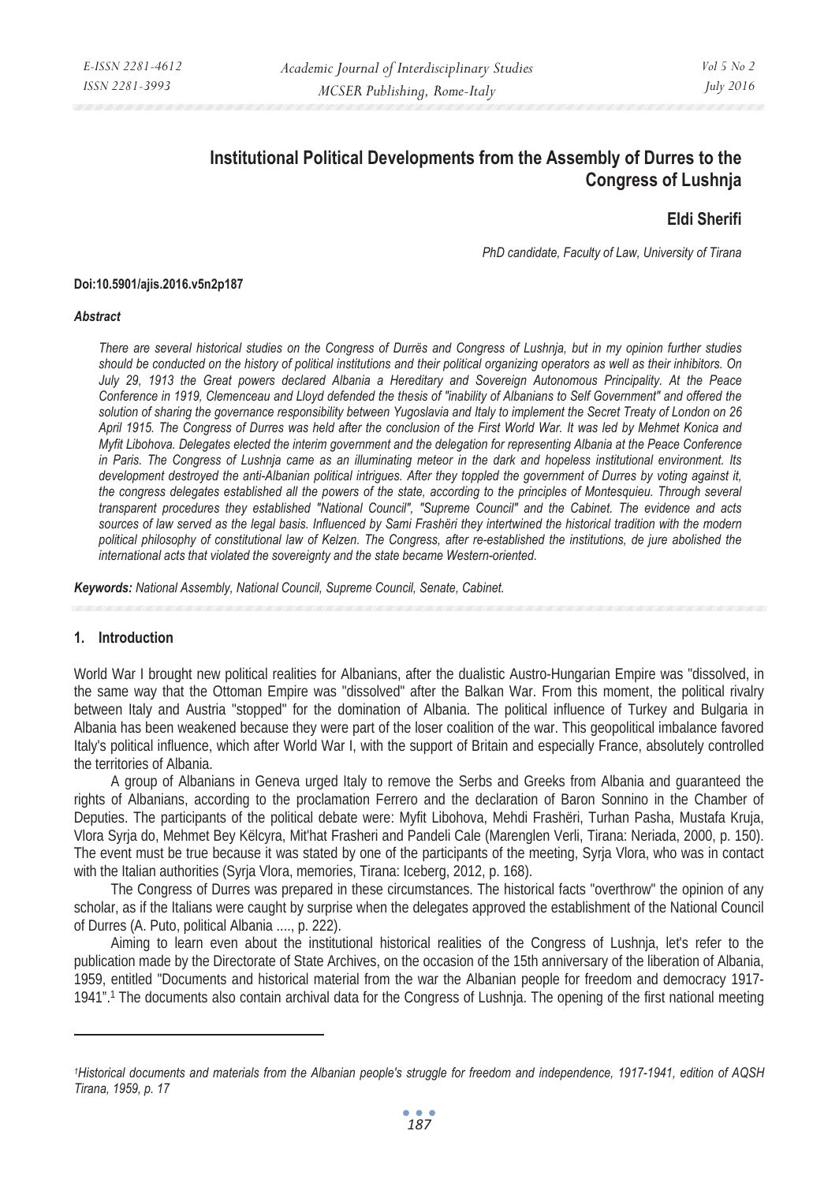# Institutional Political Developments from the Assembly of Durres to the Congress of Lushnja

**Eldi Sherifi**

*PhD candidate, Faculty of Law, University of Tirana*

**Doi:10.5901/ajis.2016.v5n2p187**

***Abstract***

*There are several historical studies on the Congress of Durrës and Congress of Lushnja, but in my opinion further studies should be conducted on the history of political institutions and their political organizing operators as well as their inhibitors. On July 29, 1913 the Great powers declared Albania a Hereditary and Sovereign Autonomous Principality. At the Peace Conference in 1919, Clemenceau and Lloyd defended the thesis of "inability of Albanians to Self Government" and offered the solution of sharing the governance responsibility between Yugoslavia and Italy to implement the Secret Treaty of London on 26 April 1915. The Congress of Durres was held after the conclusion of the First World War. It was led by Mehmet Konica and Myfit Libohova. Delegates elected the interim government and the delegation for representing Albania at the Peace Conference in Paris. The Congress of Lushnja came as an illuminating meteor in the dark and hopeless institutional environment. Its development destroyed the anti-Albanian political intrigues. After they toppled the government of Durres by voting against it, the congress delegates established all the powers of the state, according to the principles of Montesquieu. Through several transparent procedures they established "National Council", "Supreme Council" and the Cabinet. The evidence and acts sources of law served as the legal basis. Influenced by Sami Frashëri they intertwined the historical tradition with the modern political philosophy of constitutional law of Kelzen. The Congress, after re-established the institutions, de jure abolished the international acts that violated the sovereignty and the state became Western-oriented.*

***Keywords:*** *National Assembly, National Council, Supreme Council, Senate, Cabinet.*

## 1. Introduction

World War I brought new political realities for Albanians, after the dualistic Austro-Hungarian Empire was "dissolved, in the same way that the Ottoman Empire was "dissolved" after the Balkan War. From this moment, the political rivalry between Italy and Austria "stopped" for the domination of Albania. The political influence of Turkey and Bulgaria in Albania has been weakened because they were part of the loser coalition of the war. This geopolitical imbalance favored Italy's political influence, which after World War I, with the support of Britain and especially France, absolutely controlled the territories of Albania.

A group of Albanians in Geneva urged Italy to remove the Serbs and Greeks from Albania and guaranteed the rights of Albanians, according to the proclamation Ferrero and the declaration of Baron Sonnino in the Chamber of Deputies. The participants of the political debate were: Myfit Libohova, Mehdi Frashëri, Turhan Pasha, Mustafa Kruja, Vlora Syrja do, Mehmet Bey Këlcyra, Mit'hat Frasheri and Pandeli Cale (Marenglen Verli, Tirana: Neriada, 2000, p. 150). The event must be true because it was stated by one of the participants of the meeting, Syrja Vlora, who was in contact with the Italian authorities (Syrja Vlora, memories, Tirana: Iceberg, 2012, p. 168).

The Congress of Durres was prepared in these circumstances. The historical facts "overthrow" the opinion of any scholar, as if the Italians were caught by surprise when the delegates approved the establishment of the National Council of Durres (A. Puto, political Albania ...., p. 222).

Aiming to learn even about the institutional historical realities of the Congress of Lushnja, let's refer to the publication made by the Directorate of State Archives, on the occasion of the 15th anniversary of the liberation of Albania, 1959, entitled "Documents and historical material from the war the Albanian people for freedom and democracy 1917-1941".[1] The documents also contain archival data for the Congress of Lushnja. The opening of the first national meeting

---

[1]*Historical documents and materials from the Albanian people's struggle for freedom and independence, 1917-1941, edition of AQSH Tirana, 1959, p. 17*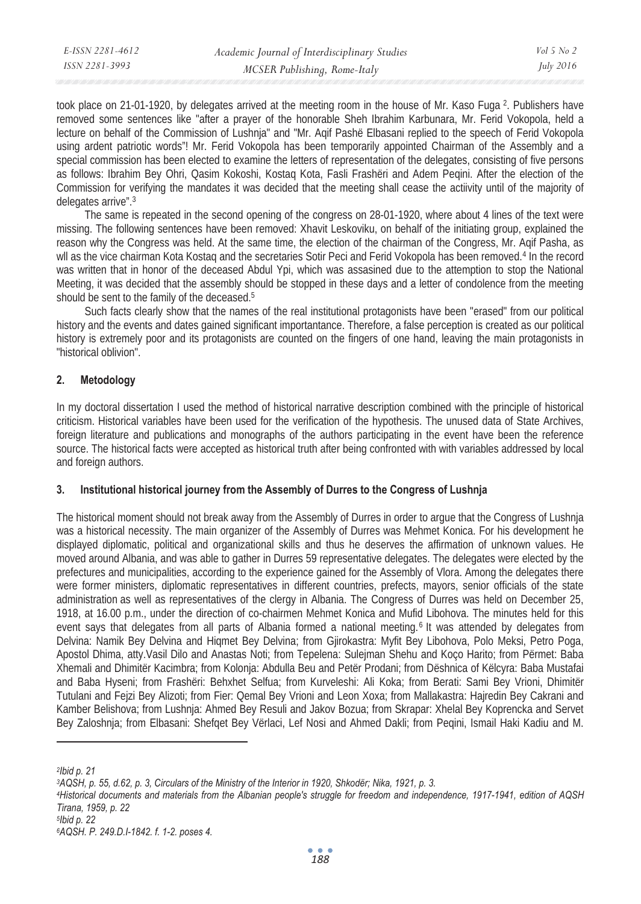took place on 21-01-1920, by delegates arrived at the meeting room in the house of Mr. Kaso Fuga [2]. Publishers have removed some sentences like "after a prayer of the honorable Sheh Ibrahim Karbunara, Mr. Ferid Vokopola, held a lecture on behalf of the Commission of Lushnja" and "Mr. Aqif Pashë Elbasani replied to the speech of Ferid Vokopola using ardent patriotic words"! Mr. Ferid Vokopola has been temporarily appointed Chairman of the Assembly and a special commission has been elected to examine the letters of representation of the delegates, consisting of five persons as follows: Ibrahim Bey Ohri, Qasim Kokoshi, Kostaq Kota, Fasli Frashëri and Adem Peqini. After the election of the Commission for verifying the mandates it was decided that the meeting shall cease the actiivity until of the majority of delegates arrive".[3]

The same is repeated in the second opening of the congress on 28-01-1920, where about 4 lines of the text were missing. The following sentences have been removed: Xhavit Leskoviku, on behalf of the initiating group, explained the reason why the Congress was held. At the same time, the election of the chairman of the Congress, Mr. Aqif Pasha, as wll as the vice chairman Kota Kostaq and the secretaries Sotir Peci and Ferid Vokopola has been removed.[4] In the record was written that in honor of the deceased Abdul Ypi, which was assasined due to the attemption to stop the National Meeting, it was decided that the assembly should be stopped in these days and a letter of condolence from the meeting should be sent to the family of the deceased.[5]

Such facts clearly show that the names of the real institutional protagonists have been "erased" from our political history and the events and dates gained significant importantance. Therefore, a false perception is created as our political history is extremely poor and its protagonists are counted on the fingers of one hand, leaving the main protagonists in "historical oblivion".

## 2. Metodology

In my doctoral dissertation I used the method of historical narrative description combined with the principle of historical criticism. Historical variables have been used for the verification of the hypothesis. The unused data of State Archives, foreign literature and publications and monographs of the authors participating in the event have been the reference source. The historical facts were accepted as historical truth after being confronted with with variables addressed by local and foreign authors.

## 3. Institutional historical journey from the Assembly of Durres to the Congress of Lushnja

The historical moment should not break away from the Assembly of Durres in order to argue that the Congress of Lushnja was a historical necessity. The main organizer of the Assembly of Durres was Mehmet Konica. For his development he displayed diplomatic, political and organizational skills and thus he deserves the affirmation of unknown values. He moved around Albania, and was able to gather in Durres 59 representative delegates. The delegates were elected by the prefectures and municipalities, according to the experience gained for the Assembly of Vlora. Among the delegates there were former ministers, diplomatic representatives in different countries, prefects, mayors, senior officials of the state administration as well as representatives of the clergy in Albania. The Congress of Durres was held on December 25, 1918, at 16.00 p.m., under the direction of co-chairmen Mehmet Konica and Mufid Libohova. The minutes held for this event says that delegates from all parts of Albania formed a national meeting.[6] It was attended by delegates from Delvina: Namik Bey Delvina and Hiqmet Bey Delvina; from Gjirokastra: Myfit Bey Libohova, Polo Meksi, Petro Poga, Apostol Dhima, atty.Vasil Dilo and Anastas Noti; from Tepelena: Sulejman Shehu and Koço Harito; from Përmet: Baba Xhemali and Dhimitër Kacimbra; from Kolonja: Abdulla Beu and Petër Prodani; from Dëshnica of Këlcyra: Baba Mustafai and Baba Hyseni; from Frashëri: Behxhet Selfua; from Kurveleshi: Ali Koka; from Berati: Sami Bey Vrioni, Dhimitër Tutulani and Fejzi Bey Alizoti; from Fier: Qemal Bey Vrioni and Leon Xoxa; from Mallakastra: Hajredin Bey Cakrani and Kamber Belishova; from Lushnja: Ahmed Bey Resuli and Jakov Bozua; from Skrapar: Xhelal Bey Koprencka and Servet Bey Zaloshnja; from Elbasani: Shefqet Bey Vërlaci, Lef Nosi and Ahmed Dakli; from Peqini, Ismail Haki Kadiu and M.

---

*[2]Ibid p. 21*

*[3]AQSH, p. 55, d.62, p. 3, Circulars of the Ministry of the Interior in 1920, Shkodër; Nika, 1921, p. 3.*

*[4]Historical documents and materials from the Albanian people's struggle for freedom and independence, 1917-1941, edition of AQSH Tirana, 1959, p. 22*

*[5]Ibid p. 22*

*[6]AQSH. P. 249.D.I-1842. f. 1-2. poses 4.*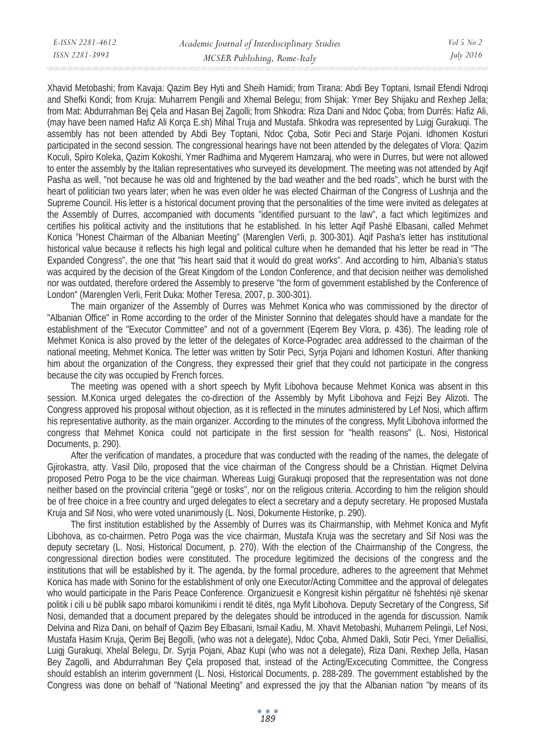Xhavid Metobashi; from Kavaja: Qazim Bey Hyti and Sheih Hamidi; from Tirana: Abdi Bey Toptani, Ismail Efendi Ndroqi and Shefki Kondi; from Kruja: Muharrem Pengili and Xhemal Belegu; from Shijak: Ymer Bey Shijaku and Rexhep Jella; from Mat: Abdurrahman Bej Çela and Hasan Bej Zagolli; from Shkodra: Riza Dani and Ndoc Çoba; from Durrës: Hafiz Ali, (may have been named Hafiz Ali Korça E.sh) Mihal Truja and Mustafa. Shkodra was represented by Luigj Gurakuqi. The assembly has not been attended by Abdi Bey Toptani, Ndoc Çoba, Sotir Peci and Starje Pojani. Idhomen Kosturi participated in the second session. The congressional hearings have not been attended by the delegates of Vlora: Qazim Koculi, Spiro Koleka, Qazim Kokoshi, Ymer Radhima and Myqerem Hamzaraj, who were in Durres, but were not allowed to enter the assembly by the Italian representatives who surveyed its development. The meeting was not attended by Aqif Pasha as well, "not because he was old and frightened by the bad weather and the bed roads", which he burst with the heart of politician two years later; when he was even older he was elected Chairman of the Congress of Lushnja and the Supreme Council. His letter is a historical document proving that the personalities of the time were invited as delegates at the Assembly of Durres, accompanied with documents "identified pursuant to the law", a fact which legitimizes and certifies his political activity and the institutions that he established. In his letter Aqif Pashë Elbasani, called Mehmet Konica "Honest Chairman of the Albanian Meeting" (Marenglen Verli, p. 300-301). Aqif Pasha's letter has institutional historical value because it reflects his high legal and political culture when he demanded that his letter be read in "The Expanded Congress", the one that "his heart said that it would do great works". And according to him, Albania's status was acquired by the decision of the Great Kingdom of the London Conference, and that decision neither was demolished nor was outdated, therefore ordered the Assembly to preserve "the form of government established by the Conference of London" (Marenglen Verli, Ferit Duka: Mother Teresa, 2007, p. 300-301).

The main organizer of the Assembly of Durres was Mehmet Konica who was commissioned by the director of "Albanian Office" in Rome according to the order of the Minister Sonnino that delegates should have a mandate for the establishment of the "Executor Committee" and not of a government (Eqerem Bey Vlora, p. 436). The leading role of Mehmet Konica is also proved by the letter of the delegates of Korce-Pogradec area addressed to the chairman of the national meeting, Mehmet Konica. The letter was written by Sotir Peci, Syrja Pojani and Idhomen Kosturi. After thanking him about the organization of the Congress, they expressed their grief that they could not participate in the congress because the city was occupied by French forces.

The meeting was opened with a short speech by Myfit Libohova because Mehmet Konica was absent in this session. M.Konica urged delegates the co-direction of the Assembly by Myfit Libohova and Fejzi Bey Alizoti. The Congress approved his proposal without objection, as it is reflected in the minutes administered by Lef Nosi, which affirm his representative authority, as the main organizer. According to the minutes of the congress, Myfit Libohova informed the congress that Mehmet Konica could not participate in the first session for "health reasons" (L. Nosi, Historical Documents, p. 290).

After the verification of mandates, a procedure that was conducted with the reading of the names, the delegate of Gjirokastra, atty. Vasil Dilo, proposed that the vice chairman of the Congress should be a Christian. Hiqmet Delvina proposed Petro Poga to be the vice chairman. Whereas Luigj Gurakuqi proposed that the representation was not done neither based on the provincial criteria "gegë or tosks", nor on the religious criteria. According to him the religion should be of free choice in a free country and urged delegates to elect a secretary and a deputy secretary. He proposed Mustafa Kruja and Sif Nosi, who were voted unanimously (L. Nosi, Dokumente Historike, p. 290).

The first institution established by the Assembly of Durres was its Chairmanship, with Mehmet Konica and Myfit Libohova, as co-chairmen. Petro Poga was the vice chairman, Mustafa Kruja was the secretary and Sif Nosi was the deputy secretary (L. Nosi, Historical Document, p. 270). With the election of the Chairmanship of the Congress, the congressional direction bodies were constituted. The procedure legitimized the decisions of the congress and the institutions that will be established by it. The agenda, by the formal procedure, adheres to the agreement that Mehmet Konica has made with Sonino for the establishment of only one Executor/Acting Committee and the approval of delegates who would participate in the Paris Peace Conference. Organizuesit e Kongresit kishin përgatitur në fshehtësi një skenar politik i cili u bë publik sapo mbaroi komunikimi i rendit të ditës, nga Myfit Libohova. Deputy Secretary of the Congress, Sif Nosi, demanded that a document prepared by the delegates should be introduced in the agenda for discussion. Namik Delvina and Riza Dani, on behalf of Qazim Bey Elbasani, Ismail Kadiu, M. Xhavit Metobashi, Muharrem Pelingii, Lef Nosi, Mustafa Hasim Kruja, Qerim Bej Begolli, (who was not a delegate), Ndoc Çoba, Ahmed Dakli, Sotir Peci, Ymer Deliallisi, Luigj Gurakuqi, Xhelal Belegu, Dr. Syrja Pojani, Abaz Kupi (who was not a delegate), Riza Dani, Rexhep Jella, Hasan Bey Zagolli, and Abdurrahman Bey Çela proposed that, instead of the Acting/Excecuting Committee, the Congress should establish an interim government (L. Nosi, Historical Documents, p. 288-289. The government established by the Congress was done on behalf of "National Meeting" and expressed the joy that the Albanian nation "by means of its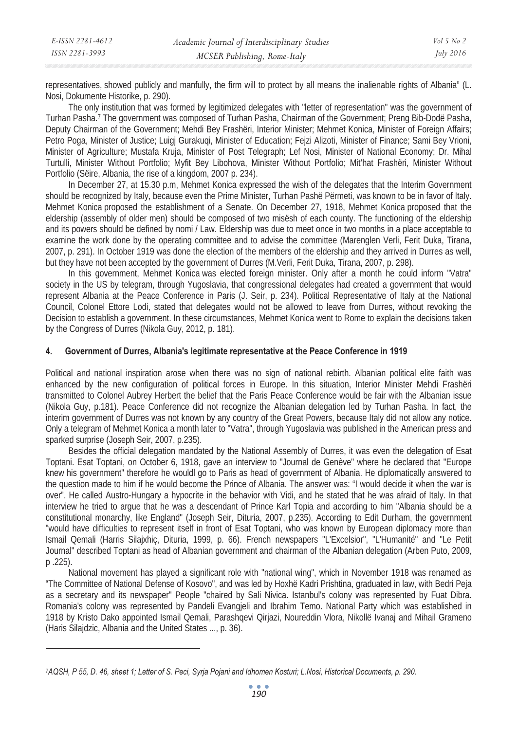representatives, showed publicly and manfully, the firm will to protect by all means the inalienable rights of Albania" (L. Nosi, Dokumente Historike, p. 290).

The only institution that was formed by legitimized delegates with "letter of representation" was the government of Turhan Pasha.[7] The government was composed of Turhan Pasha, Chairman of the Government; Preng Bib-Dodë Pasha, Deputy Chairman of the Government; Mehdi Bey Frashëri, Interior Minister; Mehmet Konica, Minister of Foreign Affairs; Petro Poga, Minister of Justice; Luigj Gurakuqi, Minister of Education; Fejzi Alizoti, Minister of Finance; Sami Bey Vrioni, Minister of Agriculture; Mustafa Kruja, Minister of Post Telegraph; Lef Nosi, Minister of National Economy; Dr. Mihal Turtulli, Minister Without Portfolio; Myfit Bey Libohova, Minister Without Portfolio; Mit'hat Frashëri, Minister Without Portfolio (Sëire, Albania, the rise of a kingdom, 2007 p. 234).

In December 27, at 15.30 p.m, Mehmet Konica expressed the wish of the delegates that the Interim Government should be recognized by Italy, because even the Prime Minister, Turhan Pashë Përmeti, was known to be in favor of Italy. Mehmet Konica proposed the establishment of a Senate. On December 27, 1918, Mehmet Konica proposed that the eldership (assembly of older men) should be composed of two misësh of each county. The functioning of the eldership and its powers should be defined by nomi / Law. Eldership was due to meet once in two months in a place acceptable to examine the work done by the operating committee and to advise the committee (Marenglen Verli, Ferit Duka, Tirana, 2007, p. 291). In October 1919 was done the election of the members of the eldership and they arrived in Durres as well, but they have not been accepted by the government of Durres (M.Verli, Ferit Duka, Tirana, 2007, p. 298).

In this government, Mehmet Konica was elected foreign minister. Only after a month he could inform "Vatra" society in the US by telegram, through Yugoslavia, that congressional delegates had created a government that would represent Albania at the Peace Conference in Paris (J. Seir, p. 234). Political Representative of Italy at the National Council, Colonel Ettore Lodi, stated that delegates would not be allowed to leave from Durres, without revoking the Decision to establish a government. In these circumstances, Mehmet Konica went to Rome to explain the decisions taken by the Congress of Durres (Nikola Guy, 2012, p. 181).

## 4. Government of Durres, Albania's legitimate representative at the Peace Conference in 1919

Political and national inspiration arose when there was no sign of national rebirth. Albanian political elite faith was enhanced by the new configuration of political forces in Europe. In this situation, Interior Minister Mehdi Frashëri transmitted to Colonel Aubrey Herbert the belief that the Paris Peace Conference would be fair with the Albanian issue (Nikola Guy, p.181). Peace Conference did not recognize the Albanian delegation led by Turhan Pasha. In fact, the interim government of Durres was not known by any country of the Great Powers, because Italy did not allow any notice. Only a telegram of Mehmet Konica a month later to "Vatra", through Yugoslavia was published in the American press and sparked surprise (Joseph Seir, 2007, p.235).

Besides the official delegation mandated by the National Assembly of Durres, it was even the delegation of Esat Toptani. Esat Toptani, on October 6, 1918, gave an interview to "Journal de Genève" where he declared that "Europe knew his government" therefore he wouldl go to Paris as head of government of Albania. He diplomatically answered to the question made to him if he would become the Prince of Albania. The answer was: "I would decide it when the war is over". He called Austro-Hungary a hypocrite in the behavior with Vidi, and he stated that he was afraid of Italy. In that interview he tried to argue that he was a descendant of Prince Karl Topia and according to him "Albania should be a constitutional monarchy, like England" (Joseph Seir, Dituria, 2007, p.235). According to Edit Durham, the government "would have difficulties to represent itself in front of Esat Toptani, who was known by European diplomacy more than Ismail Qemali (Harris Silajxhiç, Dituria, 1999, p. 66). French newspapers "L'Excelsior", "L'Humanité" and "Le Petit Journal" described Toptani as head of Albanian government and chairman of the Albanian delegation (Arben Puto, 2009, p .225).

National movement has played a significant role with "national wing", which in November 1918 was renamed as "The Committee of National Defense of Kosovo", and was led by Hoxhë Kadri Prishtina, graduated in law, with Bedri Peja as a secretary and its newspaper" People "chaired by Sali Nivica. Istanbul's colony was represented by Fuat Dibra. Romania's colony was represented by Pandeli Evangjeli and Ibrahim Temo. National Party which was established in 1918 by Kristo Dako appointed Ismail Qemali, Parashqevi Qirjazi, Noureddin Vlora, Nikollë Ivanaj and Mihail Grameno (Haris Silajdzic, Albania and the United States ..., p. 36).

---

[7] *AQSH, P 55, D. 46, sheet 1; Letter of S. Peci, Syrja Pojani and Idhomen Kosturi; L.Nosi, Historical Documents, p. 290.*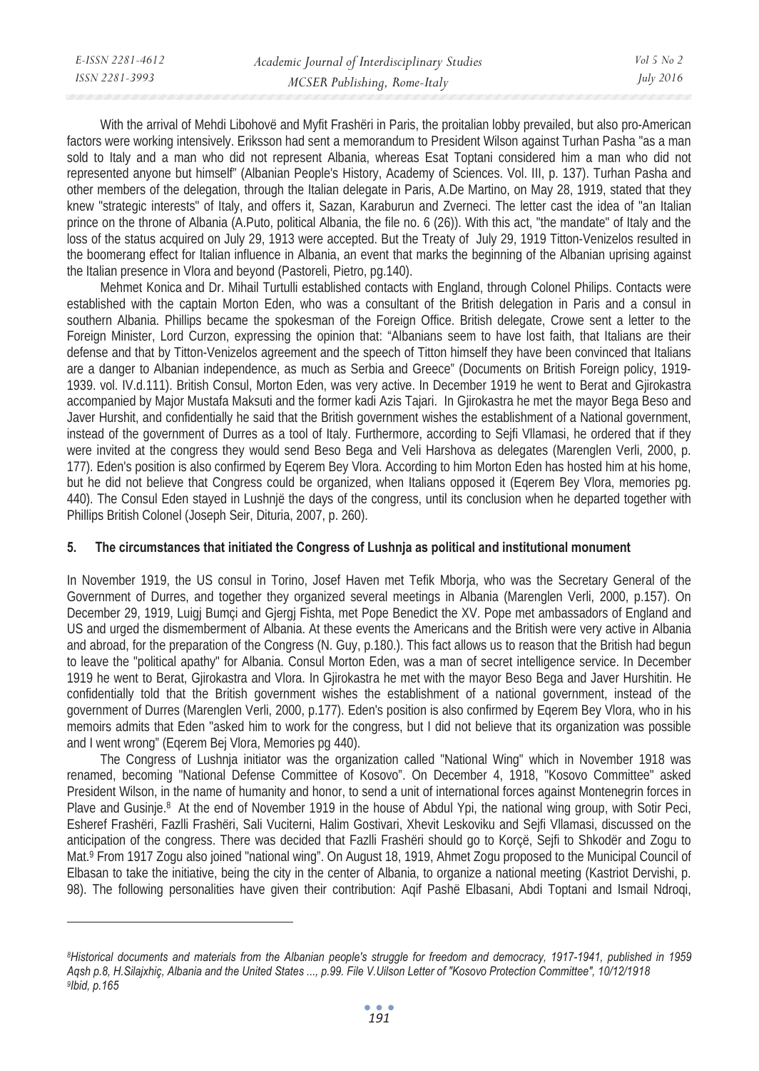With the arrival of Mehdi Libohovë and Myfit Frashëri in Paris, the proitalian lobby prevailed, but also pro-American factors were working intensively. Eriksson had sent a memorandum to President Wilson against Turhan Pasha "as a man sold to Italy and a man who did not represent Albania, whereas Esat Toptani considered him a man who did not represented anyone but himself" (Albanian People's History, Academy of Sciences. Vol. III, p. 137). Turhan Pasha and other members of the delegation, through the Italian delegate in Paris, A.De Martino, on May 28, 1919, stated that they knew "strategic interests" of Italy, and offers it, Sazan, Karaburun and Zverneci. The letter cast the idea of "an Italian prince on the throne of Albania (A.Puto, political Albania, the file no. 6 (26)). With this act, "the mandate" of Italy and the loss of the status acquired on July 29, 1913 were accepted. But the Treaty of July 29, 1919 Titton-Venizelos resulted in the boomerang effect for Italian influence in Albania, an event that marks the beginning of the Albanian uprising against the Italian presence in Vlora and beyond (Pastoreli, Pietro, pg.140).

Mehmet Konica and Dr. Mihail Turtulli established contacts with England, through Colonel Philips. Contacts were established with the captain Morton Eden, who was a consultant of the British delegation in Paris and a consul in southern Albania. Phillips became the spokesman of the Foreign Office. British delegate, Crowe sent a letter to the Foreign Minister, Lord Curzon, expressing the opinion that: "Albanians seem to have lost faith, that Italians are their defense and that by Titton-Venizelos agreement and the speech of Titton himself they have been convinced that Italians are a danger to Albanian independence, as much as Serbia and Greece" (Documents on British Foreign policy, 1919-1939. vol. IV.d.111). British Consul, Morton Eden, was very active. In December 1919 he went to Berat and Gjirokastra accompanied by Major Mustafa Maksuti and the former kadi Azis Tajari. In Gjirokastra he met the mayor Bega Beso and Javer Hurshit, and confidentially he said that the British government wishes the establishment of a National government, instead of the government of Durres as a tool of Italy. Furthermore, according to Sejfi Vllamasi, he ordered that if they were invited at the congress they would send Beso Bega and Veli Harshova as delegates (Marenglen Verli, 2000, p. 177). Eden's position is also confirmed by Eqerem Bey Vlora. According to him Morton Eden has hosted him at his home, but he did not believe that Congress could be organized, when Italians opposed it (Eqerem Bey Vlora, memories pg. 440). The Consul Eden stayed in Lushnjë the days of the congress, until its conclusion when he departed together with Phillips British Colonel (Joseph Seir, Dituria, 2007, p. 260).

## 5. The circumstances that initiated the Congress of Lushnja as political and institutional monument

In November 1919, the US consul in Torino, Josef Haven met Tefik Mborja, who was the Secretary General of the Government of Durres, and together they organized several meetings in Albania (Marenglen Verli, 2000, p.157). On December 29, 1919, Luigj Bumçi and Gjergj Fishta, met Pope Benedict the XV. Pope met ambassadors of England and US and urged the dismemberment of Albania. At these events the Americans and the British were very active in Albania and abroad, for the preparation of the Congress (N. Guy, p.180.). This fact allows us to reason that the British had begun to leave the "political apathy" for Albania. Consul Morton Eden, was a man of secret intelligence service. In December 1919 he went to Berat, Gjirokastra and Vlora. In Gjirokastra he met with the mayor Beso Bega and Javer Hurshitin. He confidentially told that the British government wishes the establishment of a national government, instead of the government of Durres (Marenglen Verli, 2000, p.177). Eden's position is also confirmed by Eqerem Bey Vlora, who in his memoirs admits that Eden "asked him to work for the congress, but I did not believe that its organization was possible and I went wrong" (Eqerem Bej Vlora, Memories pg 440).

The Congress of Lushnja initiator was the organization called "National Wing" which in November 1918 was renamed, becoming "National Defense Committee of Kosovo". On December 4, 1918, "Kosovo Committee" asked President Wilson, in the name of humanity and honor, to send a unit of international forces against Montenegrin forces in Plave and Gusinje.[8] At the end of November 1919 in the house of Abdul Ypi, the national wing group, with Sotir Peci, Esheref Frashëri, Fazlli Frashëri, Sali Vuciterni, Halim Gostivari, Xhevit Leskoviku and Sejfi Vllamasi, discussed on the anticipation of the congress. There was decided that Fazlli Frashëri should go to Korçë, Sejfi to Shkodër and Zogu to Mat.[9] From 1917 Zogu also joined "national wing". On August 18, 1919, Ahmet Zogu proposed to the Municipal Council of Elbasan to take the initiative, being the city in the center of Albania, to organize a national meeting (Kastriot Dervishi, p. 98). The following personalities have given their contribution: Aqif Pashë Elbasani, Abdi Toptani and Ismail Ndroqi,

---

*[8]Historical documents and materials from the Albanian people's struggle for freedom and democracy, 1917-1941, published in 1959 Aqsh p.8, H.Silajxhiç, Albania and the United States ..., p.99. File V.Uilson Letter of "Kosovo Protection Committee", 10/12/1918*

*[9]Ibid, p.165*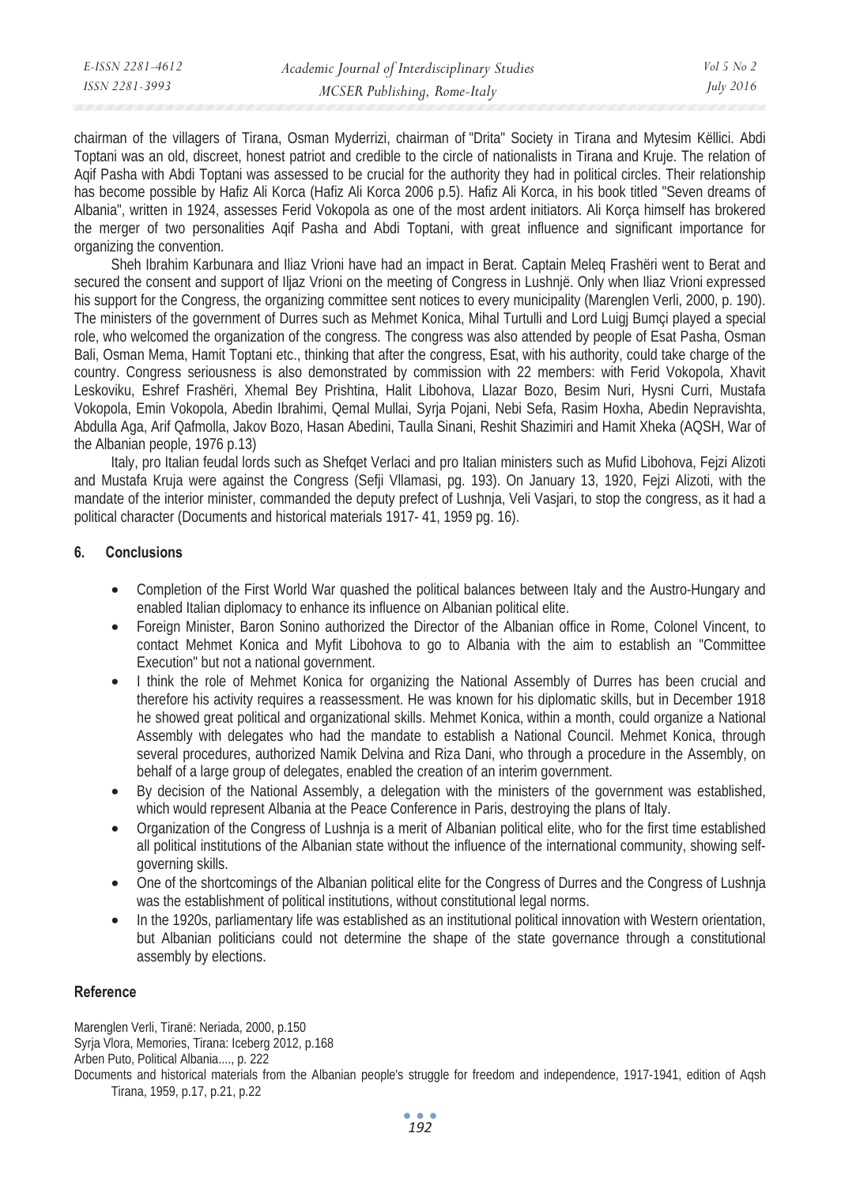chairman of the villagers of Tirana, Osman Myderrizi, chairman of "Drita" Society in Tirana and Mytesim Këllici. Abdi Toptani was an old, discreet, honest patriot and credible to the circle of nationalists in Tirana and Kruje. The relation of Aqif Pasha with Abdi Toptani was assessed to be crucial for the authority they had in political circles. Their relationship has become possible by Hafiz Ali Korca (Hafiz Ali Korca 2006 p.5). Hafiz Ali Korca, in his book titled "Seven dreams of Albania", written in 1924, assesses Ferid Vokopola as one of the most ardent initiators. Ali Korça himself has brokered the merger of two personalities Aqif Pasha and Abdi Toptani, with great influence and significant importance for organizing the convention.

Sheh Ibrahim Karbunara and Iliaz Vrioni have had an impact in Berat. Captain Meleq Frashëri went to Berat and secured the consent and support of Iljaz Vrioni on the meeting of Congress in Lushnjë. Only when Iliaz Vrioni expressed his support for the Congress, the organizing committee sent notices to every municipality (Marenglen Verli, 2000, p. 190). The ministers of the government of Durres such as Mehmet Konica, Mihal Turtulli and Lord Luigj Bumçi played a special role, who welcomed the organization of the congress. The congress was also attended by people of Esat Pasha, Osman Bali, Osman Mema, Hamit Toptani etc., thinking that after the congress, Esat, with his authority, could take charge of the country. Congress seriousness is also demonstrated by commission with 22 members: with Ferid Vokopola, Xhavit Leskoviku, Eshref Frashëri, Xhemal Bey Prishtina, Halit Libohova, Llazar Bozo, Besim Nuri, Hysni Curri, Mustafa Vokopola, Emin Vokopola, Abedin Ibrahimi, Qemal Mullai, Syrja Pojani, Nebi Sefa, Rasim Hoxha, Abedin Nepravishta, Abdulla Aga, Arif Qafmolla, Jakov Bozo, Hasan Abedini, Taulla Sinani, Reshit Shazimiri and Hamit Xheka (AQSH, War of the Albanian people, 1976 p.13)

Italy, pro Italian feudal lords such as Shefqet Verlaci and pro Italian ministers such as Mufid Libohova, Fejzi Alizoti and Mustafa Kruja were against the Congress (Sefji Vllamasi, pg. 193). On January 13, 1920, Fejzi Alizoti, with the mandate of the interior minister, commanded the deputy prefect of Lushnja, Veli Vasjari, to stop the congress, as it had a political character (Documents and historical materials 1917- 41, 1959 pg. 16).

## 6. Conclusions

- Completion of the First World War quashed the political balances between Italy and the Austro-Hungary and enabled Italian diplomacy to enhance its influence on Albanian political elite.
- Foreign Minister, Baron Sonino authorized the Director of the Albanian office in Rome, Colonel Vincent, to contact Mehmet Konica and Myfit Libohova to go to Albania with the aim to establish an "Committee Execution" but not a national government.
- I think the role of Mehmet Konica for organizing the National Assembly of Durres has been crucial and therefore his activity requires a reassessment. He was known for his diplomatic skills, but in December 1918 he showed great political and organizational skills. Mehmet Konica, within a month, could organize a National Assembly with delegates who had the mandate to establish a National Council. Mehmet Konica, through several procedures, authorized Namik Delvina and Riza Dani, who through a procedure in the Assembly, on behalf of a large group of delegates, enabled the creation of an interim government.
- By decision of the National Assembly, a delegation with the ministers of the government was established, which would represent Albania at the Peace Conference in Paris, destroying the plans of Italy.
- Organization of the Congress of Lushnja is a merit of Albanian political elite, who for the first time established all political institutions of the Albanian state without the influence of the international community, showing self-governing skills.
- One of the shortcomings of the Albanian political elite for the Congress of Durres and the Congress of Lushnja was the establishment of political institutions, without constitutional legal norms.
- In the 1920s, parliamentary life was established as an institutional political innovation with Western orientation, but Albanian politicians could not determine the shape of the state governance through a constitutional assembly by elections.

## Reference

Marenglen Verli, Tiranë: Neriada, 2000, p.150

Syrja Vlora, Memories, Tirana: Iceberg 2012, p.168

Arben Puto, Political Albania...., p. 222

Documents and historical materials from the Albanian people's struggle for freedom and independence, 1917-1941, edition of Aqsh Tirana, 1959, p.17, p.21, p.22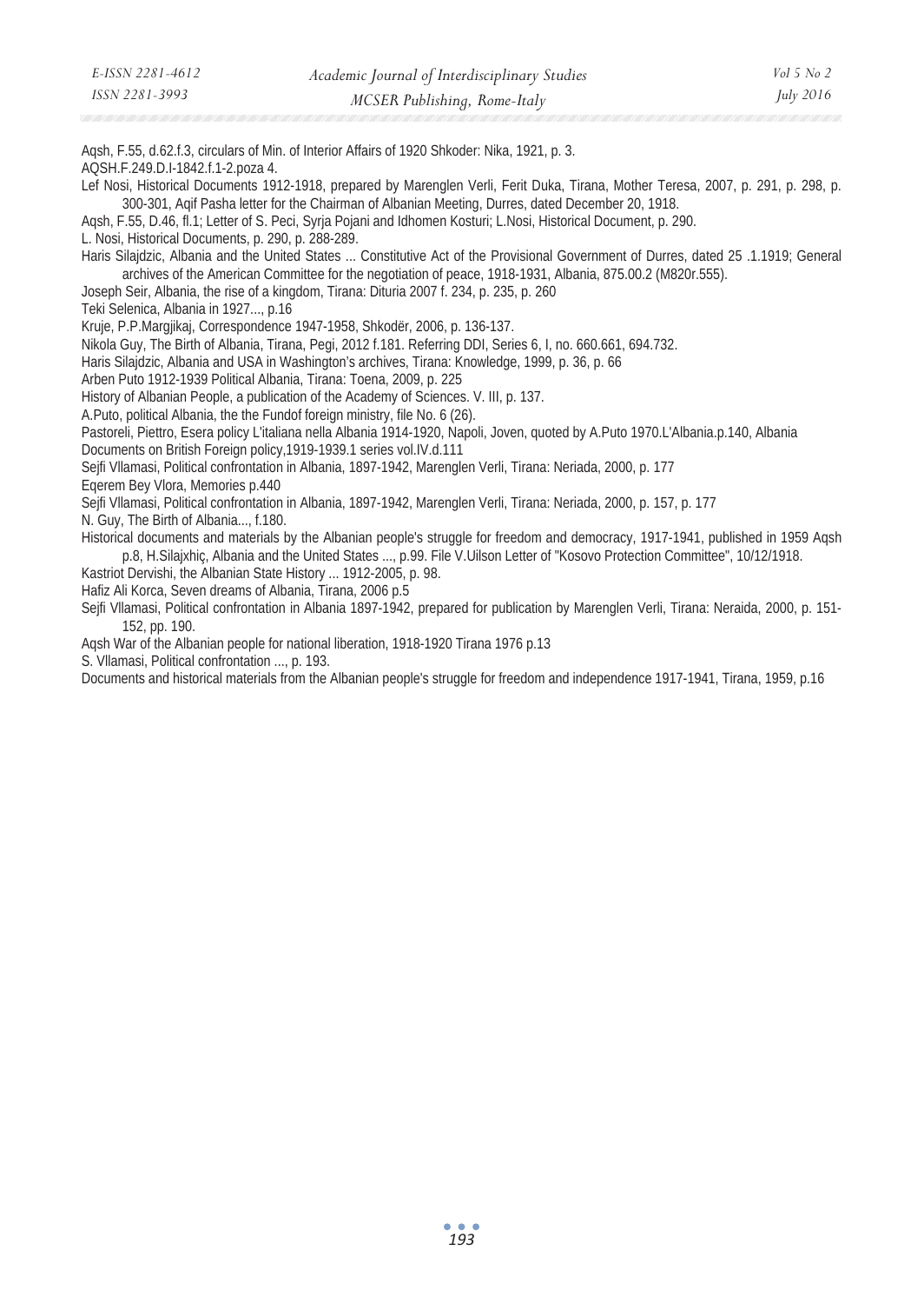Aqsh, F.55, d.62.f.3, circulars of Min. of Interior Affairs of 1920 Shkoder: Nika, 1921, p. 3.

AQSH.F.249.D.I-1842.f.1-2.poza 4.

Lef Nosi, Historical Documents 1912-1918, prepared by Marenglen Verli, Ferit Duka, Tirana, Mother Teresa, 2007, p. 291, p. 298, p. 300-301, Aqif Pasha letter for the Chairman of Albanian Meeting, Durres, dated December 20, 1918.

Aqsh, F.55, D.46, fl.1; Letter of S. Peci, Syrja Pojani and Idhomen Kosturi; L.Nosi, Historical Document, p. 290.

L. Nosi, Historical Documents, p. 290, p. 288-289.

Haris Silajdzic, Albania and the United States ... Constitutive Act of the Provisional Government of Durres, dated 25 .1.1919; General archives of the American Committee for the negotiation of peace, 1918-1931, Albania, 875.00.2 (M820r.555).

Joseph Seir, Albania, the rise of a kingdom, Tirana: Dituria 2007 f. 234, p. 235, p. 260

Teki Selenica, Albania in 1927..., p.16

Kruje, P.P.Margjikaj, Correspondence 1947-1958, Shkodër, 2006, p. 136-137.

Nikola Guy, The Birth of Albania, Tirana, Pegi, 2012 f.181. Referring DDI, Series 6, I, no. 660.661, 694.732.

Haris Silajdzic, Albania and USA in Washington's archives, Tirana: Knowledge, 1999, p. 36, p. 66

Arben Puto 1912-1939 Political Albania, Tirana: Toena, 2009, p. 225

History of Albanian People, a publication of the Academy of Sciences. V. III, p. 137.

A.Puto, political Albania, the the Fundof foreign ministry, file No. 6 (26).

Pastoreli, Piettro, Esera policy L'italiana nella Albania 1914-1920, Napoli, Joven, quoted by A.Puto 1970.L'Albania.p.140, Albania

Documents on British Foreign policy,1919-1939.1 series vol.IV.d.111

Sejfi Vllamasi, Political confrontation in Albania, 1897-1942, Marenglen Verli, Tirana: Neriada, 2000, p. 177

Eqerem Bey Vlora, Memories p.440

Sejfi Vllamasi, Political confrontation in Albania, 1897-1942, Marenglen Verli, Tirana: Neriada, 2000, p. 157, p. 177

N. Guy, The Birth of Albania..., f.180.

Historical documents and materials by the Albanian people's struggle for freedom and democracy, 1917-1941, published in 1959 Aqsh p.8, H.Silajxhiç, Albania and the United States ..., p.99. File V.Uilson Letter of "Kosovo Protection Committee", 10/12/1918.

Kastriot Dervishi, the Albanian State History ... 1912-2005, p. 98.

Hafiz Ali Korca, Seven dreams of Albania, Tirana, 2006 p.5

Sejfi Vllamasi, Political confrontation in Albania 1897-1942, prepared for publication by Marenglen Verli, Tirana: Neraida, 2000, p. 151-152, pp. 190.

Aqsh War of the Albanian people for national liberation, 1918-1920 Tirana 1976 p.13

S. Vllamasi, Political confrontation ..., p. 193.

Documents and historical materials from the Albanian people's struggle for freedom and independence 1917-1941, Tirana, 1959, p.16